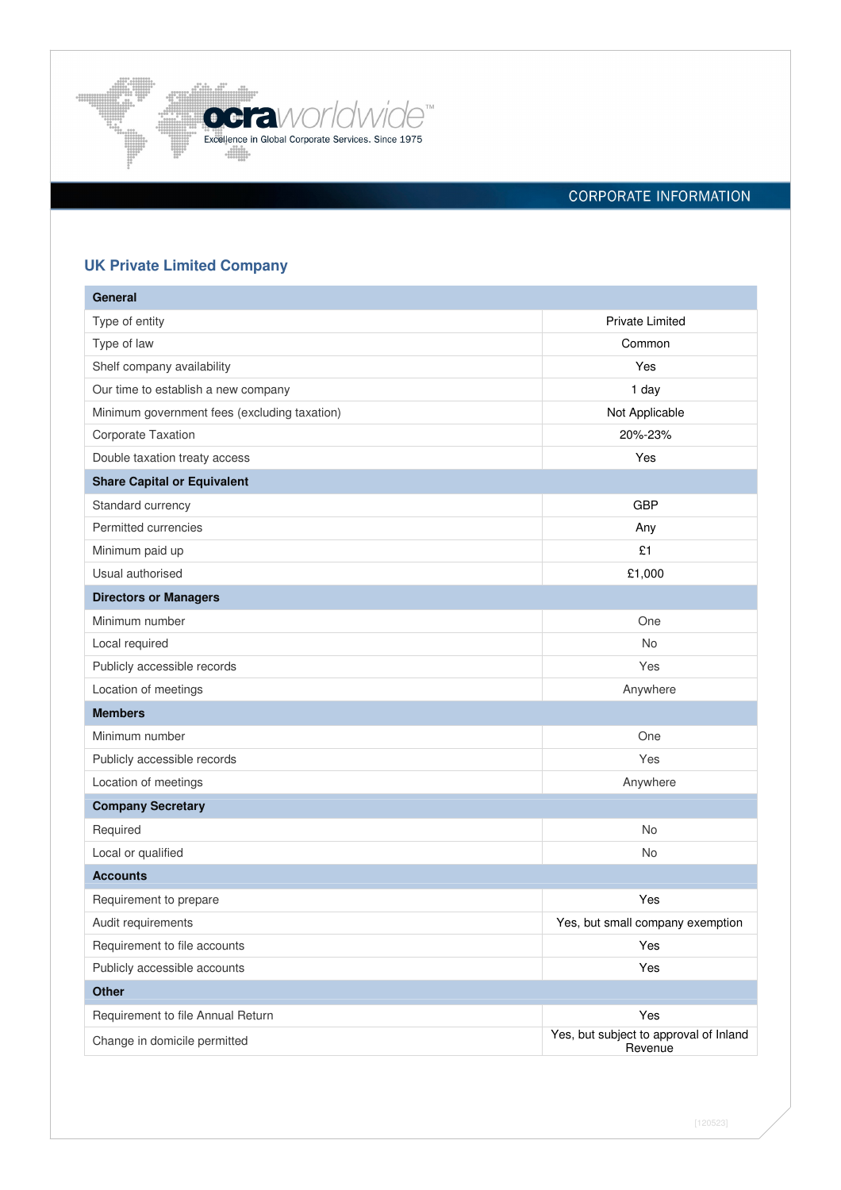ocraworldwide™
Excellence in Global Corporate Services. Since 1975

CORPORATE INFORMATION

## UK Private Limited Company

| | |
|---|---|
| **General** | |
| Type of entity | Private Limited |
| Type of law | Common |
| Shelf company availability | Yes |
| Our time to establish a new company | 1 day |
| Minimum government fees (excluding taxation) | Not Applicable |
| Corporate Taxation | 20%-23% |
| Double taxation treaty access | Yes |
| **Share Capital or Equivalent** | |
| Standard currency | GBP |
| Permitted currencies | Any |
| Minimum paid up | £1 |
| Usual authorised | £1,000 |
| **Directors or Managers** | |
| Minimum number | One |
| Local required | No |
| Publicly accessible records | Yes |
| Location of meetings | Anywhere |
| **Members** | |
| Minimum number | One |
| Publicly accessible records | Yes |
| Location of meetings | Anywhere |
| **Company Secretary** | |
| Required | No |
| Local or qualified | No |
| **Accounts** | |
| Requirement to prepare | Yes |
| Audit requirements | Yes, but small company exemption |
| Requirement to file accounts | Yes |
| Publicly accessible accounts | Yes |
| **Other** | |
| Requirement to file Annual Return | Yes |
| Change in domicile permitted | Yes, but subject to approval of Inland Revenue |

[120523]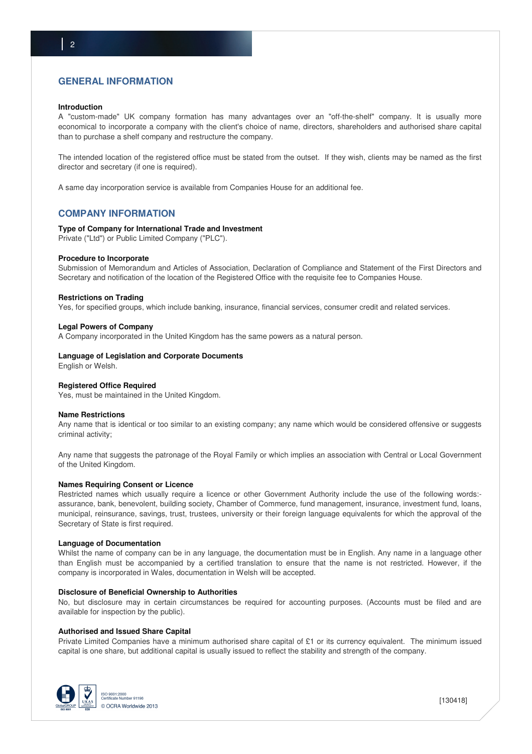## GENERAL INFORMATION

### Introduction

A "custom-made" UK company formation has many advantages over an "off-the-shelf" company. It is usually more economical to incorporate a company with the client's choice of name, directors, shareholders and authorised share capital than to purchase a shelf company and restructure the company.

The intended location of the registered office must be stated from the outset. If they wish, clients may be named as the first director and secretary (if one is required).

A same day incorporation service is available from Companies House for an additional fee.

## COMPANY INFORMATION

### Type of Company for International Trade and Investment

Private ("Ltd") or Public Limited Company ("PLC").

### Procedure to Incorporate

Submission of Memorandum and Articles of Association, Declaration of Compliance and Statement of the First Directors and Secretary and notification of the location of the Registered Office with the requisite fee to Companies House.

### Restrictions on Trading

Yes, for specified groups, which include banking, insurance, financial services, consumer credit and related services.

### Legal Powers of Company

A Company incorporated in the United Kingdom has the same powers as a natural person.

### Language of Legislation and Corporate Documents

English or Welsh.

### Registered Office Required

Yes, must be maintained in the United Kingdom.

### Name Restrictions

Any name that is identical or too similar to an existing company; any name which would be considered offensive or suggests criminal activity;

Any name that suggests the patronage of the Royal Family or which implies an association with Central or Local Government of the United Kingdom.

### Names Requiring Consent or Licence

Restricted names which usually require a licence or other Government Authority include the use of the following words:- assurance, bank, benevolent, building society, Chamber of Commerce, fund management, insurance, investment fund, loans, municipal, reinsurance, savings, trust, trustees, university or their foreign language equivalents for which the approval of the Secretary of State is first required.

### Language of Documentation

Whilst the name of company can be in any language, the documentation must be in English. Any name in a language other than English must be accompanied by a certified translation to ensure that the name is not restricted. However, if the company is incorporated in Wales, documentation in Welsh will be accepted.

### Disclosure of Beneficial Ownership to Authorities

No, but disclosure may in certain circumstances be required for accounting purposes. (Accounts must be filed and are available for inspection by the public).

### Authorised and Issued Share Capital

Private Limited Companies have a minimum authorised share capital of £1 or its currency equivalent. The minimum issued capital is one share, but additional capital is usually issued to reflect the stability and strength of the company.

ISO 9001:2000
Certificate Number 91196
© OCRA Worldwide 2013

[130418]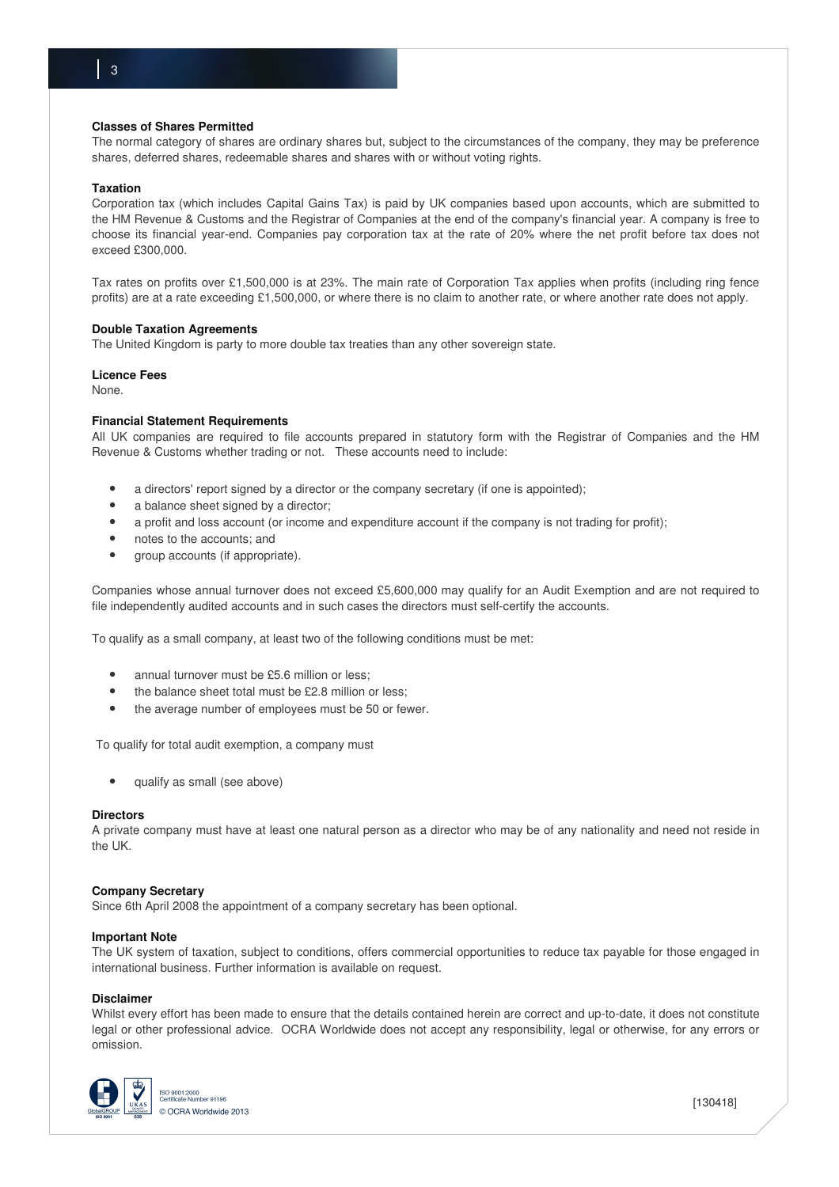### Classes of Shares Permitted

The normal category of shares are ordinary shares but, subject to the circumstances of the company, they may be preference shares, deferred shares, redeemable shares and shares with or without voting rights.

### Taxation

Corporation tax (which includes Capital Gains Tax) is paid by UK companies based upon accounts, which are submitted to the HM Revenue & Customs and the Registrar of Companies at the end of the company's financial year. A company is free to choose its financial year-end. Companies pay corporation tax at the rate of 20% where the net profit before tax does not exceed £300,000.

Tax rates on profits over £1,500,000 is at 23%. The main rate of Corporation Tax applies when profits (including ring fence profits) are at a rate exceeding £1,500,000, or where there is no claim to another rate, or where another rate does not apply.

### Double Taxation Agreements

The United Kingdom is party to more double tax treaties than any other sovereign state.

### Licence Fees

None.

### Financial Statement Requirements

All UK companies are required to file accounts prepared in statutory form with the Registrar of Companies and the HM Revenue & Customs whether trading or not. These accounts need to include:

- a directors' report signed by a director or the company secretary (if one is appointed);
- a balance sheet signed by a director;
- a profit and loss account (or income and expenditure account if the company is not trading for profit);
- notes to the accounts; and
- group accounts (if appropriate).

Companies whose annual turnover does not exceed £5,600,000 may qualify for an Audit Exemption and are not required to file independently audited accounts and in such cases the directors must self-certify the accounts.

To qualify as a small company, at least two of the following conditions must be met:

- annual turnover must be £5.6 million or less;
- the balance sheet total must be £2.8 million or less;
- the average number of employees must be 50 or fewer.

To qualify for total audit exemption, a company must

- qualify as small (see above)

### Directors

A private company must have at least one natural person as a director who may be of any nationality and need not reside in the UK.

### Company Secretary

Since 6th April 2008 the appointment of a company secretary has been optional.

### Important Note

The UK system of taxation, subject to conditions, offers commercial opportunities to reduce tax payable for those engaged in international business. Further information is available on request.

### Disclaimer

Whilst every effort has been made to ensure that the details contained herein are correct and up-to-date, it does not constitute legal or other professional advice. OCRA Worldwide does not accept any responsibility, legal or otherwise, for any errors or omission.

ISO 9001:2000
Certificate Number 91196
© OCRA Worldwide 2013

[130418]